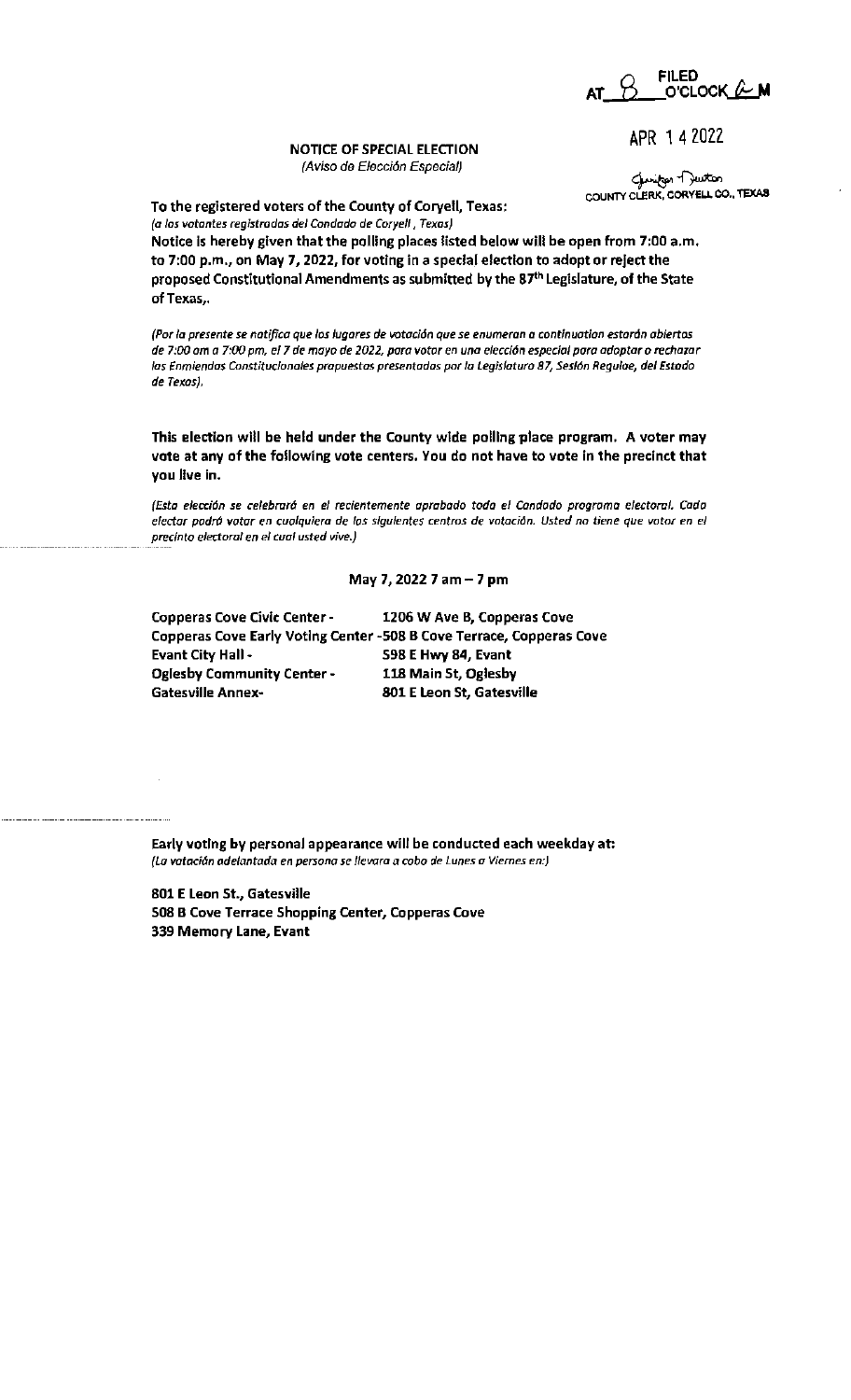FILED AT 8 O'CLOCK A M

APR 14 2022

Jennifer Newton
COUNTY CLERK, CORYELL CO., TEXAS

**NOTICE OF SPECIAL ELECTION**
*(Aviso de Elección Especial)*

**To the registered voters of the County of Coryell, Texas:**
*(a los votantes registrados del Condado de Coryell , Texas)*

**Notice is hereby given that the polling places listed below will be open from 7:00 a.m. to 7:00 p.m., on May 7, 2022, for voting in a special election to adopt or reject the proposed Constitutional Amendments as submitted by the 87th Legislature, of the State of Texas,.**

*(Por la presente se notifica que los lugares de votación que se enumeran a continuation estarán abiertas de 7:00 am a 7:00 pm, el 7 de mayo de 2022, para votar en una elección especial para adoptar o rechazar las Enmiendas Constitucionales propuestas presentadas por la Legislatura 87, Sesión Regulae, del Estado de Texas).*

**This election will be held under the County wide polling place program. A voter may vote at any of the following vote centers. You do not have to vote in the precinct that you live in.**

*(Esta elección se celebrará en el recientemente aprobado todo el Condado programa electoral. Cada elector podrá votar en cualquiera de los siguientes centros de votación. Usted no tiene que votar en el precinto electoral en el cual usted vive.)*

**May 7, 2022 7 am – 7 pm**

**Copperas Cove Civic Center - 1206 W Ave B, Copperas Cove**
**Copperas Cove Early Voting Center - 508 B Cove Terrace, Copperas Cove**
**Evant City Hall - 598 E Hwy 84, Evant**
**Oglesby Community Center - 118 Main St, Oglesby**
**Gatesville Annex- 801 E Leon St, Gatesville**

**Early voting by personal appearance will be conducted each weekday at:**
*(La votación adelantada en persona se llevara a cabo de Lunes a Viernes en:)*

**801 E Leon St., Gatesville**
**508 B Cove Terrace Shopping Center, Copperas Cove**
**339 Memory Lane, Evant**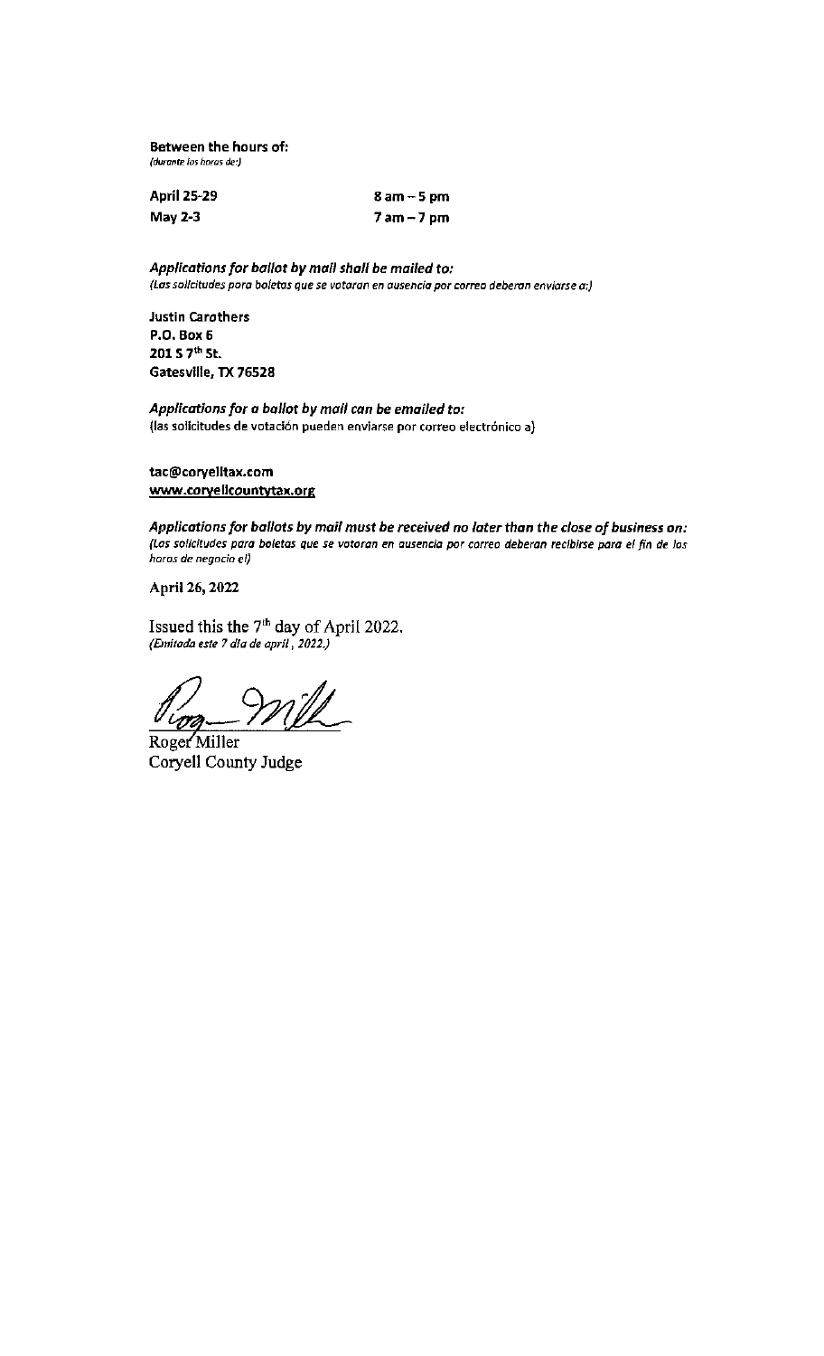**Between the hours of:**
*(durante las horas de:)*

| | |
|---|---|
| **April 25-29** | **8 am – 5 pm** |
| **May 2-3** | **7 am – 7 pm** |

***Applications for ballot by mail shall be mailed to:***
*(Las solicitudes para boletas que se votaran en ausencia por correo deberan enviarse a:)*

**Justin Carothers**
**P.O. Box 6**
**201 S 7th St.**
**Gatesville, TX 76528**

***Applications for a ballot by mail can be emailed to:***
(las solicitudes de votación pueden enviarse por correo electrónico a)

**tac@coryelltax.com**
**www.coryellcountytax.org**

***Applications for ballots by mail must be received no later than the close of business on:***
*(Los solicitudes para boletas que se votaran en ausencia por correo deberan recibirse para el fin de los horas de negocio el)*

**April 26, 2022**

Issued this the 7th day of April 2022.
*(Emitada este 7 dia de april, 2022.)*

Roger Miller
Coryell County Judge